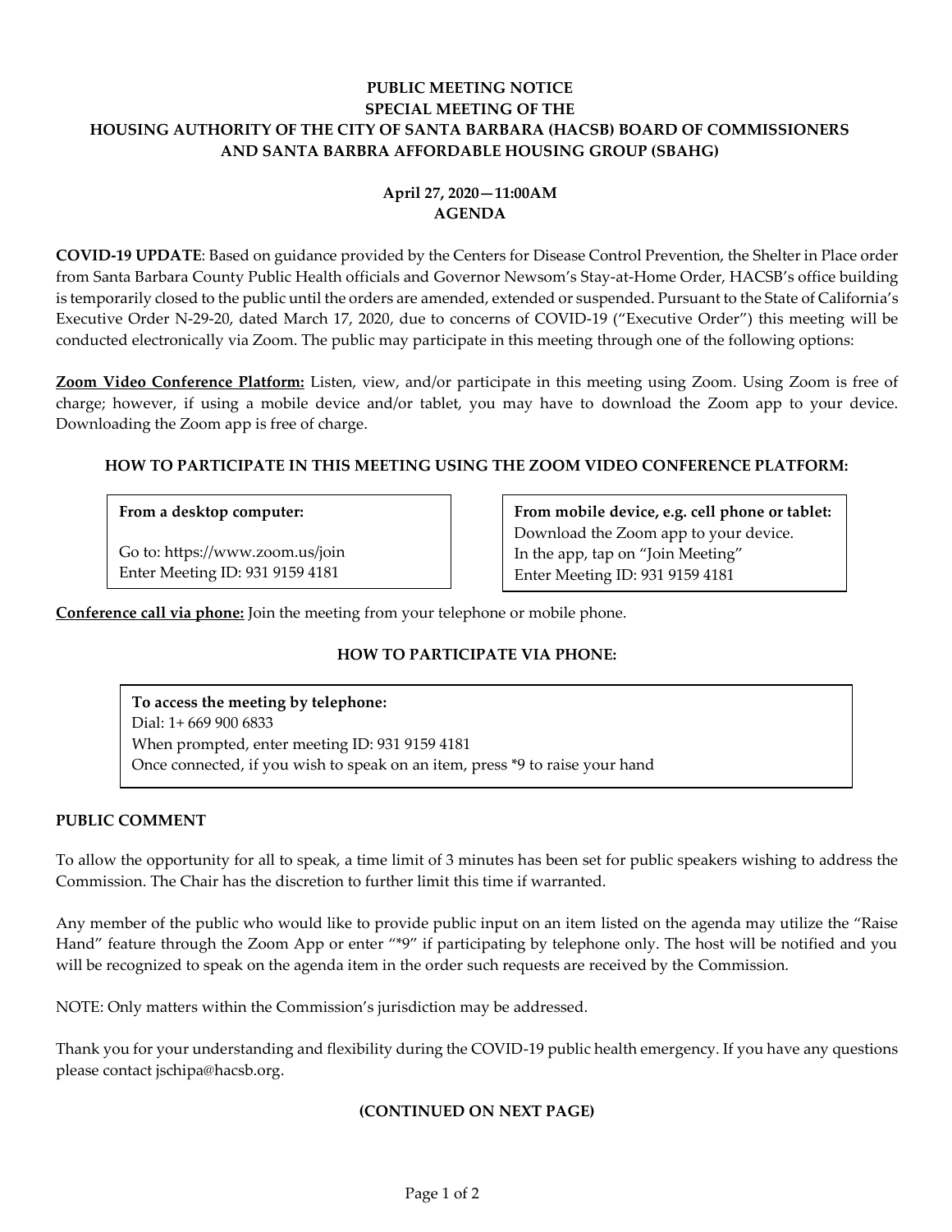**PUBLIC MEETING NOTICE**
**SPECIAL MEETING OF THE**
**HOUSING AUTHORITY OF THE CITY OF SANTA BARBARA (HACSB) BOARD OF COMMISSIONERS**
**AND SANTA BARBRA AFFORDABLE HOUSING GROUP (SBAHG)**

**April 27, 2020—11:00AM**
**AGENDA**

**COVID-19 UPDATE**: Based on guidance provided by the Centers for Disease Control Prevention, the Shelter in Place order from Santa Barbara County Public Health officials and Governor Newsom's Stay-at-Home Order, HACSB's office building is temporarily closed to the public until the orders are amended, extended or suspended. Pursuant to the State of California's Executive Order N-29-20, dated March 17, 2020, due to concerns of COVID-19 ("Executive Order") this meeting will be conducted electronically via Zoom. The public may participate in this meeting through one of the following options:

**Zoom Video Conference Platform:** Listen, view, and/or participate in this meeting using Zoom. Using Zoom is free of charge; however, if using a mobile device and/or tablet, you may have to download the Zoom app to your device. Downloading the Zoom app is free of charge.

**HOW TO PARTICIPATE IN THIS MEETING USING THE ZOOM VIDEO CONFERENCE PLATFORM:**

**From a desktop computer:**

Go to: https://www.zoom.us/join
Enter Meeting ID: 931 9159 4181

**From mobile device, e.g. cell phone or tablet:**
Download the Zoom app to your device.
In the app, tap on "Join Meeting"
Enter Meeting ID: 931 9159 4181

**Conference call via phone:** Join the meeting from your telephone or mobile phone.

**HOW TO PARTICIPATE VIA PHONE:**

**To access the meeting by telephone:**
Dial: 1+ 669 900 6833
When prompted, enter meeting ID: 931 9159 4181
Once connected, if you wish to speak on an item, press *9 to raise your hand

**PUBLIC COMMENT**

To allow the opportunity for all to speak, a time limit of 3 minutes has been set for public speakers wishing to address the Commission. The Chair has the discretion to further limit this time if warranted.

Any member of the public who would like to provide public input on an item listed on the agenda may utilize the "Raise Hand" feature through the Zoom App or enter "*9" if participating by telephone only. The host will be notified and you will be recognized to speak on the agenda item in the order such requests are received by the Commission.

NOTE: Only matters within the Commission's jurisdiction may be addressed.

Thank you for your understanding and flexibility during the COVID-19 public health emergency. If you have any questions please contact jschipa@hacsb.org.

**(CONTINUED ON NEXT PAGE)**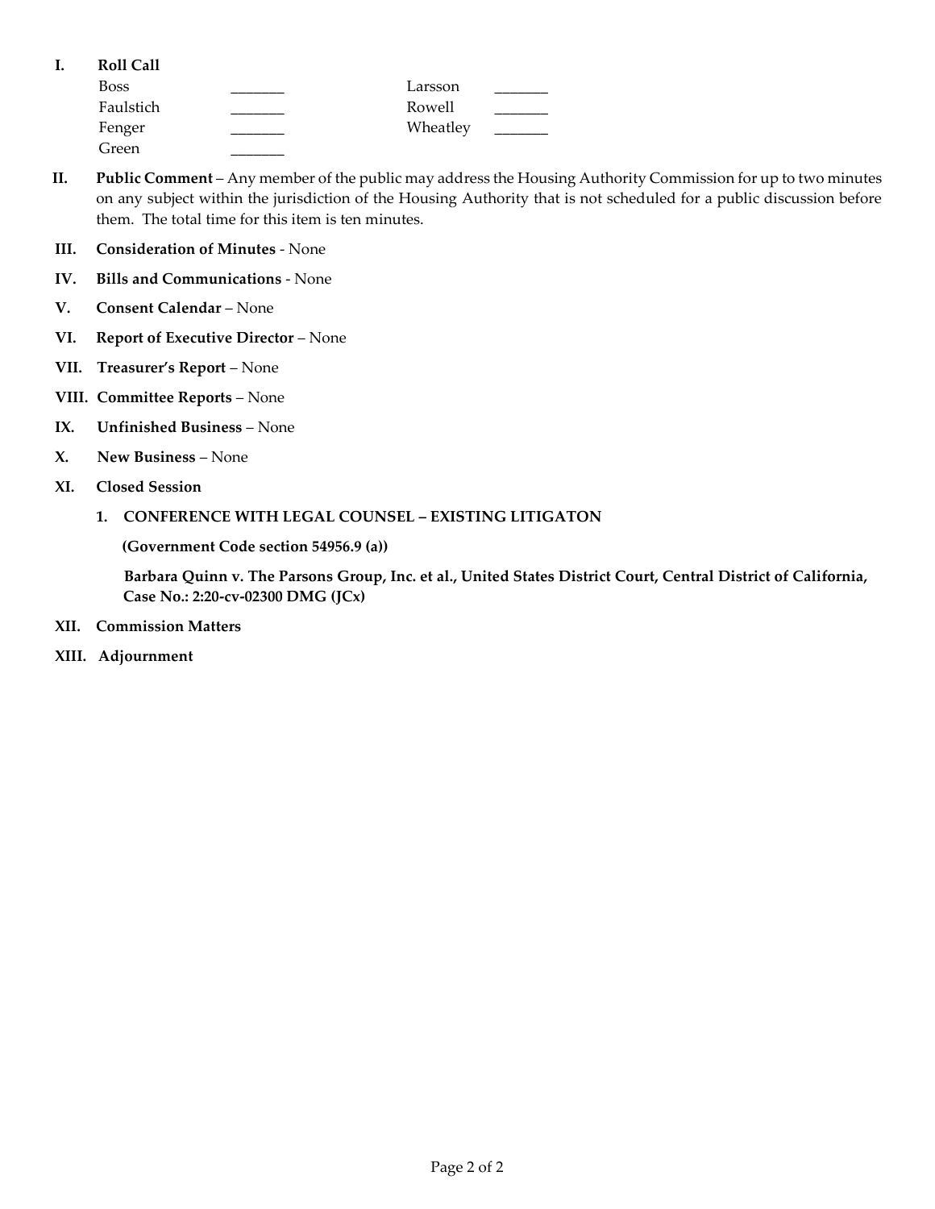**I. Roll Call**

| | | | |
|---|---|---|---|
| Boss | _______ | Larsson | _______ |
| Faulstich | _______ | Rowell | _______ |
| Fenger | _______ | Wheatley | _______ |
| Green | _______ | | |

**II. Public Comment** – Any member of the public may address the Housing Authority Commission for up to two minutes on any subject within the jurisdiction of the Housing Authority that is not scheduled for a public discussion before them. The total time for this item is ten minutes.

**III. Consideration of Minutes** - None

**IV. Bills and Communications** - None

**V. Consent Calendar** – None

**VI. Report of Executive Director** – None

**VII. Treasurer's Report** – None

**VIII. Committee Reports** – None

**IX. Unfinished Business** – None

**X. New Business** – None

**XI. Closed Session**

1. **CONFERENCE WITH LEGAL COUNSEL – EXISTING LITIGATON**

   **(Government Code section 54956.9 (a))**

   **Barbara Quinn v. The Parsons Group, Inc. et al., United States District Court, Central District of California, Case No.: 2:20-cv-02300 DMG (JCx)**

**XII. Commission Matters**

**XIII. Adjournment**